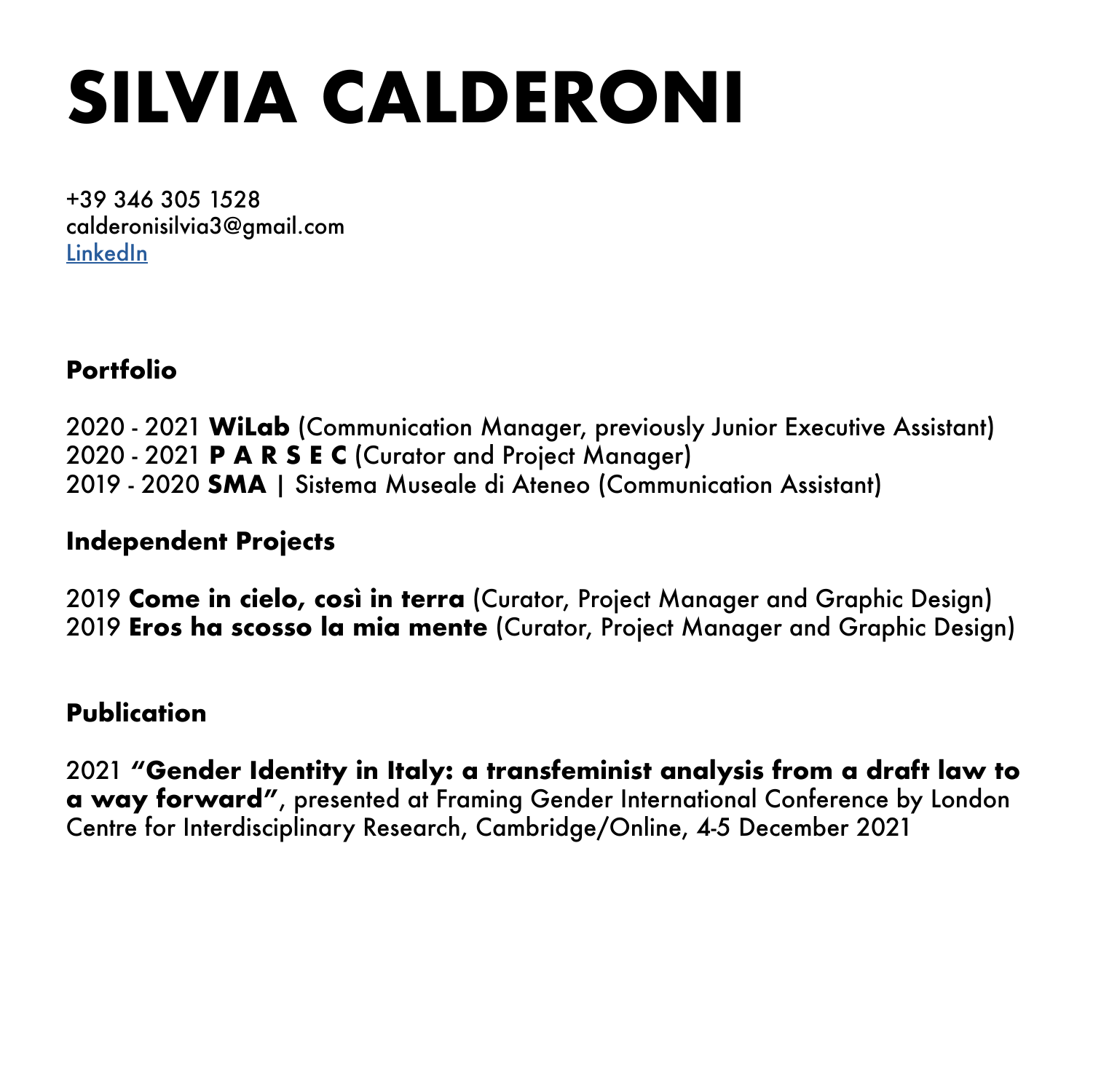# SILVIA CALDERONI

+39 346 305 1528
calderonisilvia3@gmail.com
LinkedIn

## Portfolio

2020 - 2021 **WiLab** (Communication Manager, previously Junior Executive Assistant)
2020 - 2021 **P A R S E C** (Curator and Project Manager)
2019 - 2020 **SMA** | Sistema Museale di Ateneo (Communication Assistant)

## Independent Projects

2019 **Come in cielo, così in terra** (Curator, Project Manager and Graphic Design)
2019 **Eros ha scosso la mia mente** (Curator, Project Manager and Graphic Design)

## Publication

2021 **"Gender Identity in Italy: a transfeminist analysis from a draft law to a way forward"**, presented at Framing Gender International Conference by London Centre for Interdisciplinary Research, Cambridge/Online, 4-5 December 2021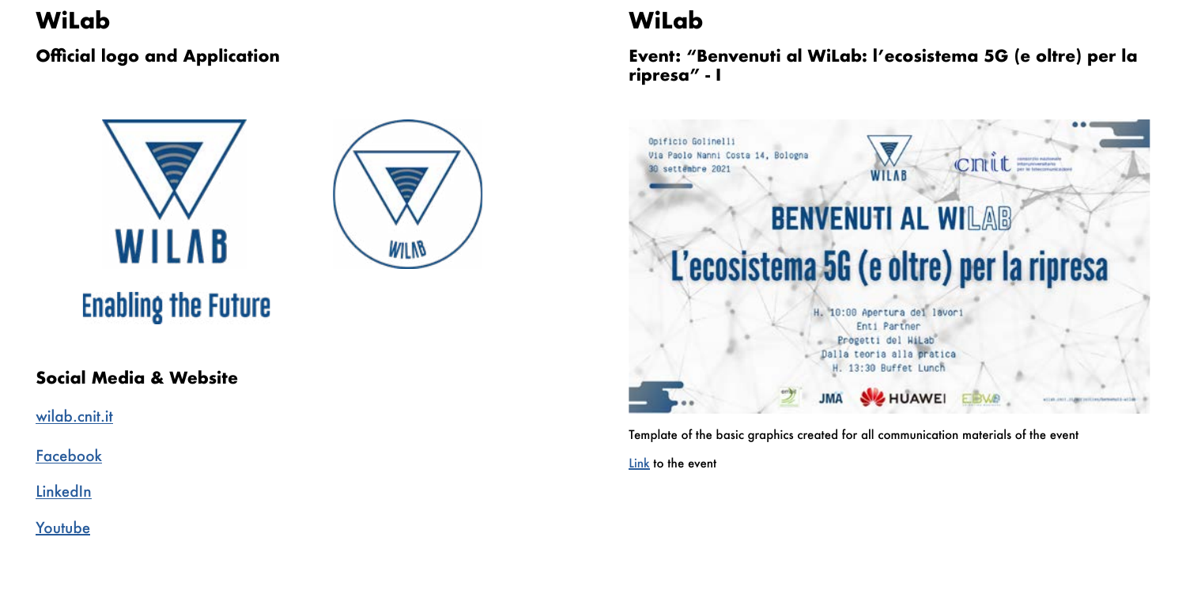# WiLab

## Official logo and Application

## Social Media & Website

[wilab.cnit.it]

[Facebook]

[LinkedIn]

[Youtube]

# WiLab

## Event: "Benvenuti al WiLab: l'ecosistema 5G (e oltre) per la ripresa" - I

Template of the basic graphics created for all communication materials of the event

Link to the event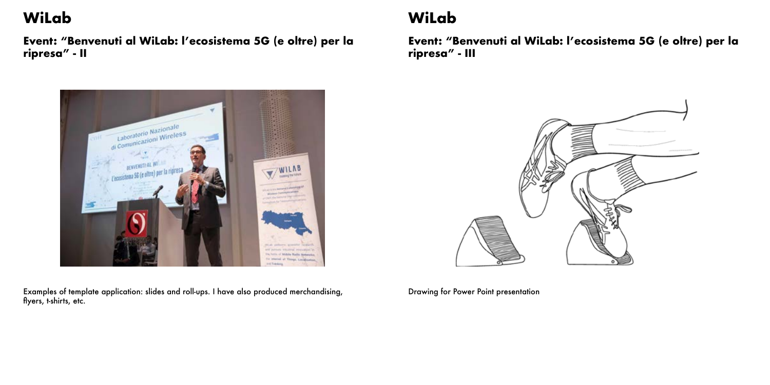# WiLab

## Event: "Benvenuti al WiLab: l'ecosistema 5G (e oltre) per la ripresa" - II

Examples of template application: slides and roll-ups. I have also produced merchandising, flyers, t-shirts, etc.

# WiLab

## Event: "Benvenuti al WiLab: l'ecosistema 5G (e oltre) per la ripresa" - III

Drawing for Power Point presentation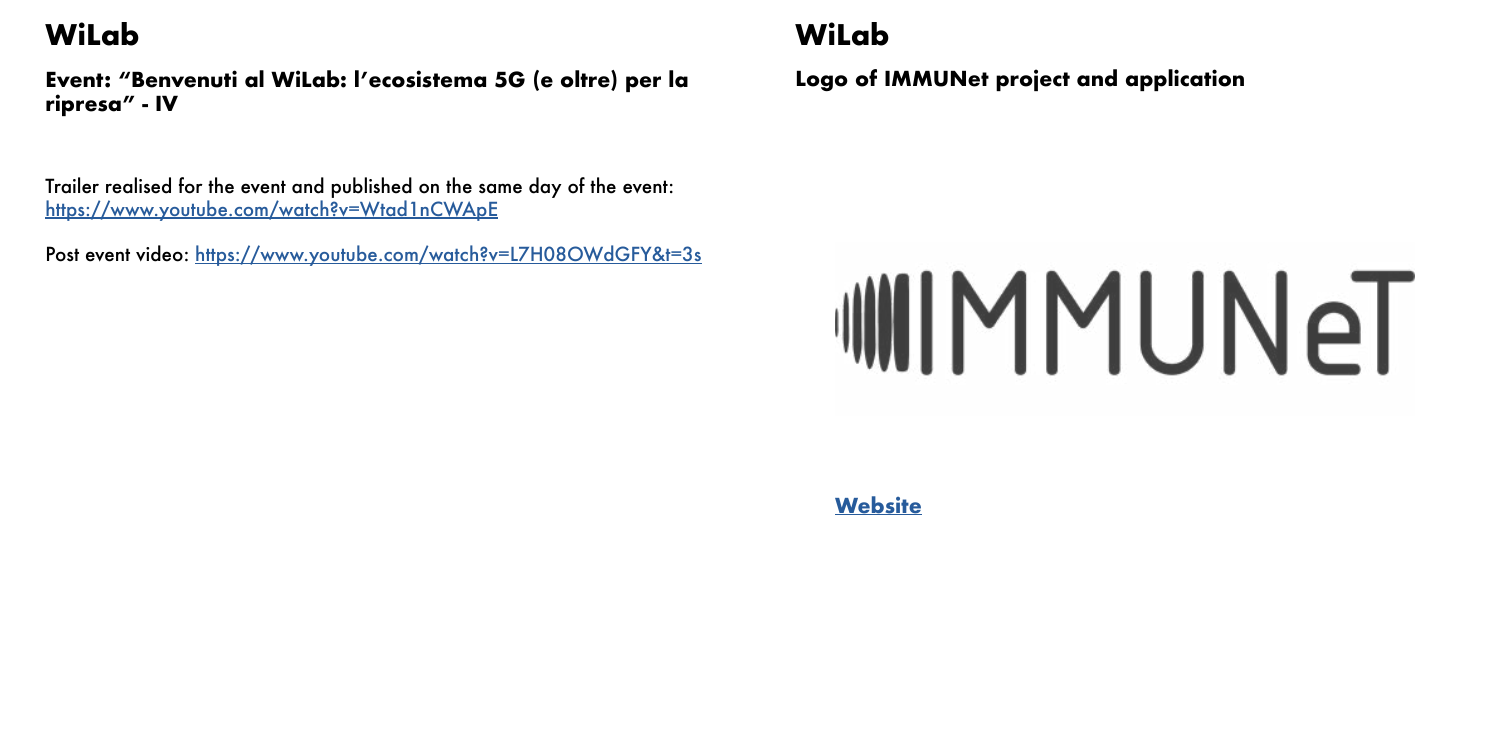# WiLab

**Event: "Benvenuti al WiLab: l'ecosistema 5G (e oltre) per la ripresa" - IV**

Trailer realised for the event and published on the same day of the event: https://www.youtube.com/watch?v=Wtad1nCWApE

Post event video: https://www.youtube.com/watch?v=L7H08OWdGFY&t=3s

# WiLab

**Logo of IMMUNet project and application**

IMMUNeT

**Website**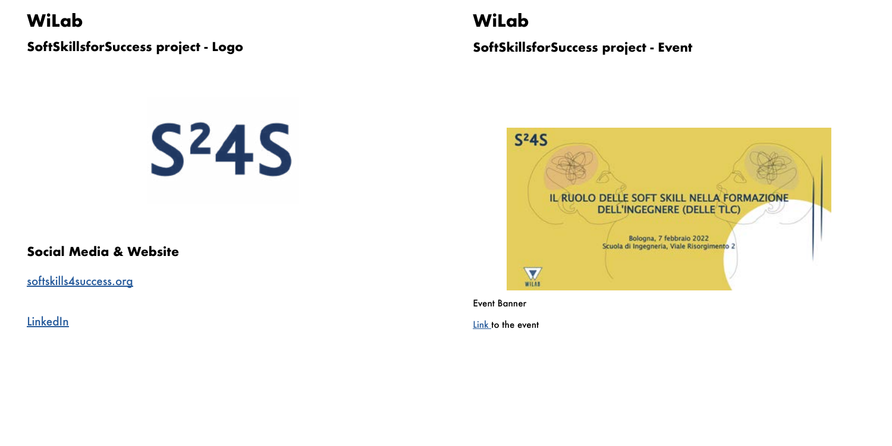# WiLab

## SoftSkillsforSuccess project - Logo

### Social Media & Website

softskills4success.org

LinkedIn

# WiLab

## SoftSkillsforSuccess project - Event

Event Banner

Link to the event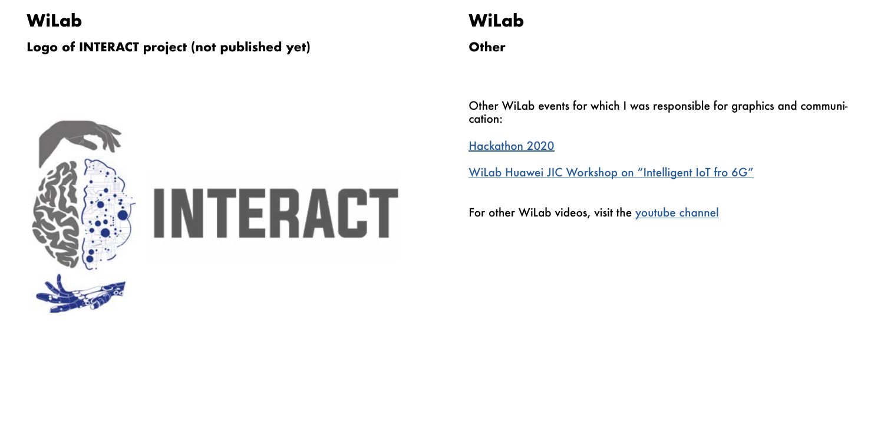# WiLab

## Logo of INTERACT project (not published yet)

# WiLab

## Other

Other WiLab events for which I was responsible for graphics and communication:

[Hackathon 2020]

[WiLab Huawei JIC Workshop on "Intelligent IoT fro 6G"]

For other WiLab videos, visit the [youtube channel]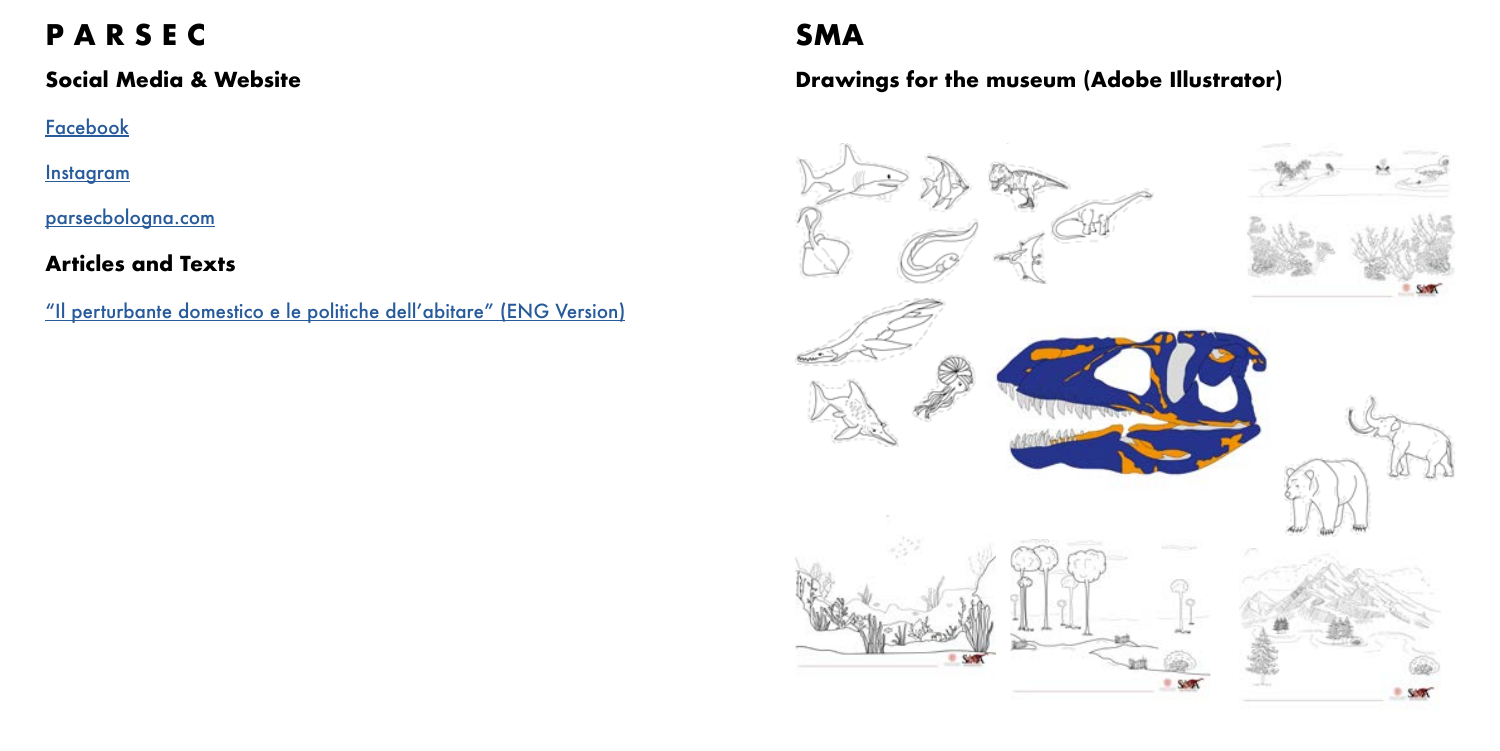# P A R S E C

### Social Media & Website

Facebook

Instagram

parsecbologna.com

### Articles and Texts

"Il perturbante domestico e le politiche dell'abitare" (ENG Version)

# SMA

### Drawings for the museum (Adobe Illustrator)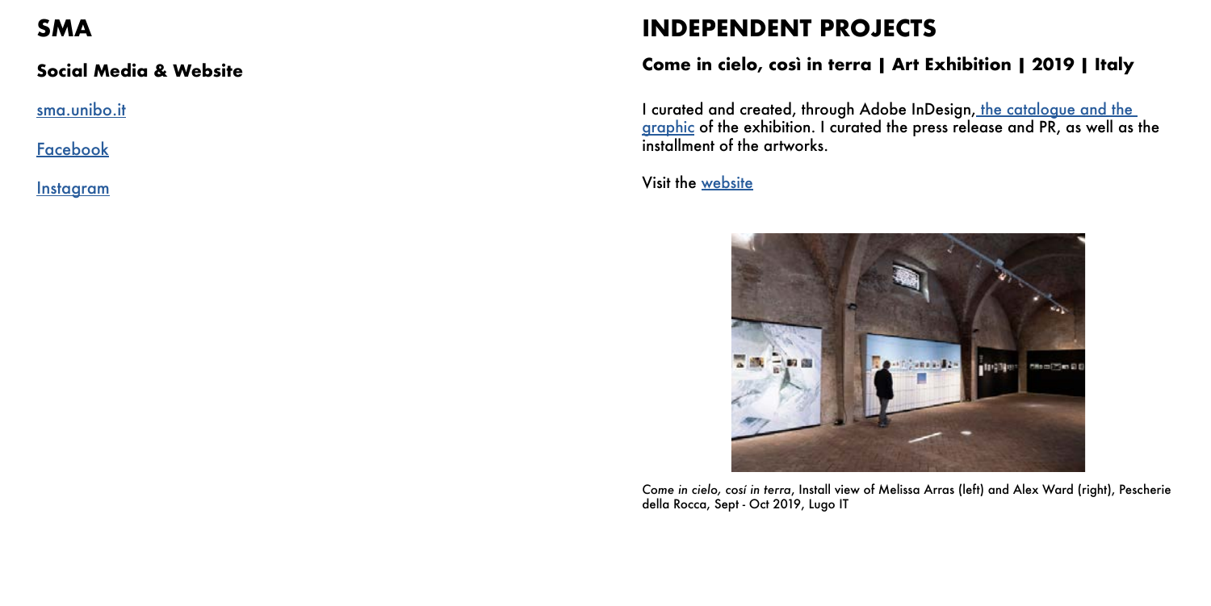# SMA

### Social Media & Website

sma.unibo.it

Facebook

Instagram

# INDEPENDENT PROJECTS

### Come in cielo, così in terra | Art Exhibition | 2019 | Italy

I curated and created, through Adobe InDesign, the catalogue and the graphic of the exhibition. I curated the press release and PR, as well as the installment of the artworks.

Visit the website

*Come in cielo, così in terra*, Install view of Melissa Arras (left) and Alex Ward (right), Pescherie della Rocca, Sept - Oct 2019, Lugo IT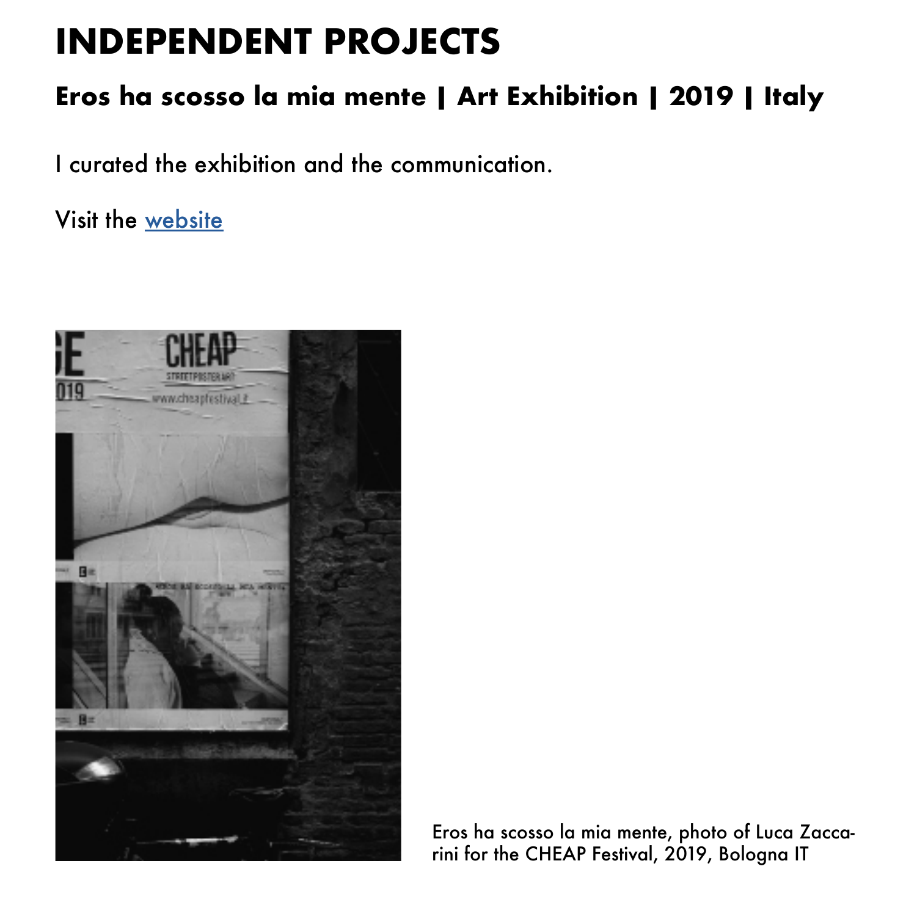# INDEPENDENT PROJECTS

## Eros ha scosso la mia mente | Art Exhibition | 2019 | Italy

I curated the exhibition and the communication.

Visit the website

Eros ha scosso la mia mente, photo of Luca Zaccarini for the CHEAP Festival, 2019, Bologna IT